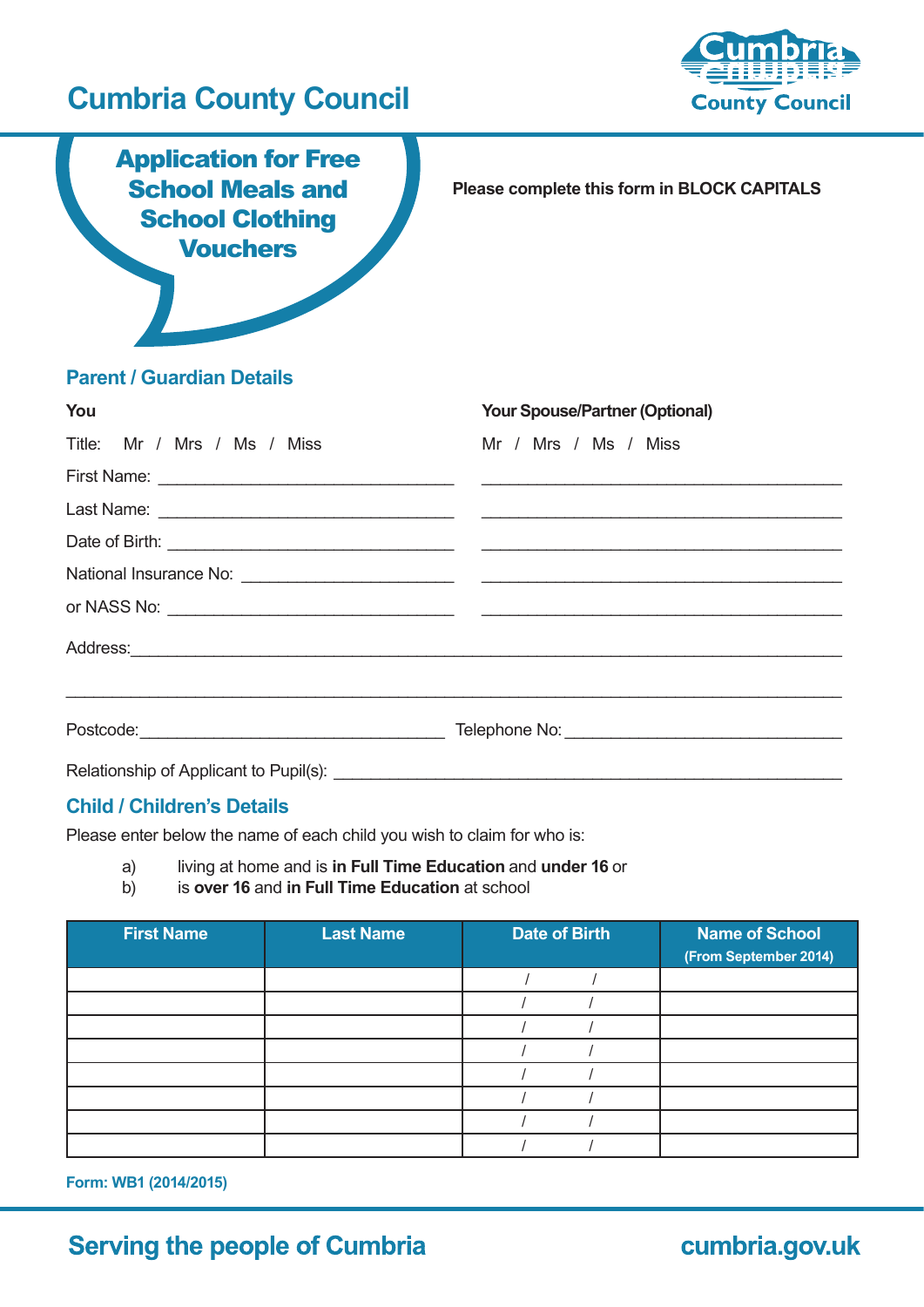# Cumbria County Council

## Application for Free School Meals and School Clothing Vouchers

**Please complete this form in BLOCK CAPITALS**

## Parent / Guardian Details

| **You** | **Your Spouse/Partner (Optional)** |
|---|---|
| Title: Mr / Mrs / Ms / Miss | Mr / Mrs / Ms / Miss |
| First Name: ______________________ | ______________________ |
| Last Name: ______________________ | ______________________ |
| Date of Birth: ______________________ | ______________________ |
| National Insurance No: ______________________ | ______________________ |
| or NASS No: ______________________ | ______________________ |

Address: ______________________________________________________________

______________________________________________________________

Postcode: ______________________ Telephone No: ______________________

Relationship of Applicant to Pupil(s): ______________________________________

## Child / Children's Details

Please enter below the name of each child you wish to claim for who is:

a) living at home and is **in Full Time Education** and **under 16** or
b) is **over 16** and **in Full Time Education** at school

| First Name | Last Name | Date of Birth | Name of School (From September 2014) |
|---|---|---|---|
| | | / / | |
| | | / / | |
| | | / / | |
| | | / / | |
| | | / / | |
| | | / / | |
| | | / / | |
| | | / / | |

**Form: WB1 (2014/2015)**

**Serving the people of Cumbria** cumbria.gov.uk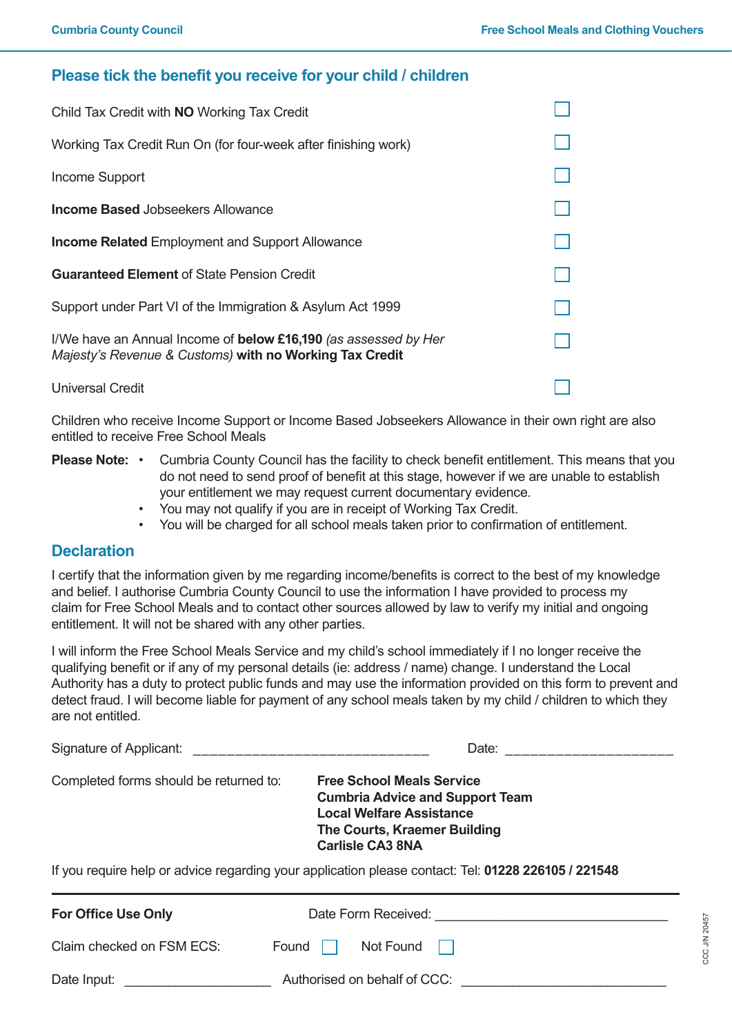## Please tick the benefit you receive for your child / children

| | |
|---|---|
| Child Tax Credit with **NO** Working Tax Credit | ☐ |
| Working Tax Credit Run On (for four-week after finishing work) | ☐ |
| Income Support | ☐ |
| **Income Based** Jobseekers Allowance | ☐ |
| **Income Related** Employment and Support Allowance | ☐ |
| **Guaranteed Element** of State Pension Credit | ☐ |
| Support under Part VI of the Immigration & Asylum Act 1999 | ☐ |
| I/We have an Annual Income of **below £16,190** *(as assessed by Her Majesty's Revenue & Customs)* **with no Working Tax Credit** | ☐ |
| Universal Credit | ☐ |

Children who receive Income Support or Income Based Jobseekers Allowance in their own right are also entitled to receive Free School Meals

**Please Note:**

- Cumbria County Council has the facility to check benefit entitlement. This means that you do not need to send proof of benefit at this stage, however if we are unable to establish your entitlement we may request current documentary evidence.
- You may not qualify if you are in receipt of Working Tax Credit.
- You will be charged for all school meals taken prior to confirmation of entitlement.

## Declaration

I certify that the information given by me regarding income/benefits is correct to the best of my knowledge and belief. I authorise Cumbria County Council to use the information I have provided to process my claim for Free School Meals and to contact other sources allowed by law to verify my initial and ongoing entitlement. It will not be shared with any other parties.

I will inform the Free School Meals Service and my child's school immediately if I no longer receive the qualifying benefit or if any of my personal details (ie: address / name) change. I understand the Local Authority has a duty to protect public funds and may use the information provided on this form to prevent and detect fraud. I will become liable for payment of any school meals taken by my child / children to which they are not entitled.

Signature of Applicant: ______________________________ Date: _____________________

Completed forms should be returned to:

**Free School Meals Service**
**Cumbria Advice and Support Team**
**Local Welfare Assistance**
**The Courts, Kraemer Building**
**Carlisle CA3 8NA**

If you require help or advice regarding your application please contact: Tel: **01228 226105 / 221548**

---

**For Office Use Only** Date Form Received: ______________________________

Claim checked on FSM ECS: Found ☐ Not Found ☐

Date Input: ____________________ Authorised on behalf of CCC: ___________________________

CCC J/N 20457